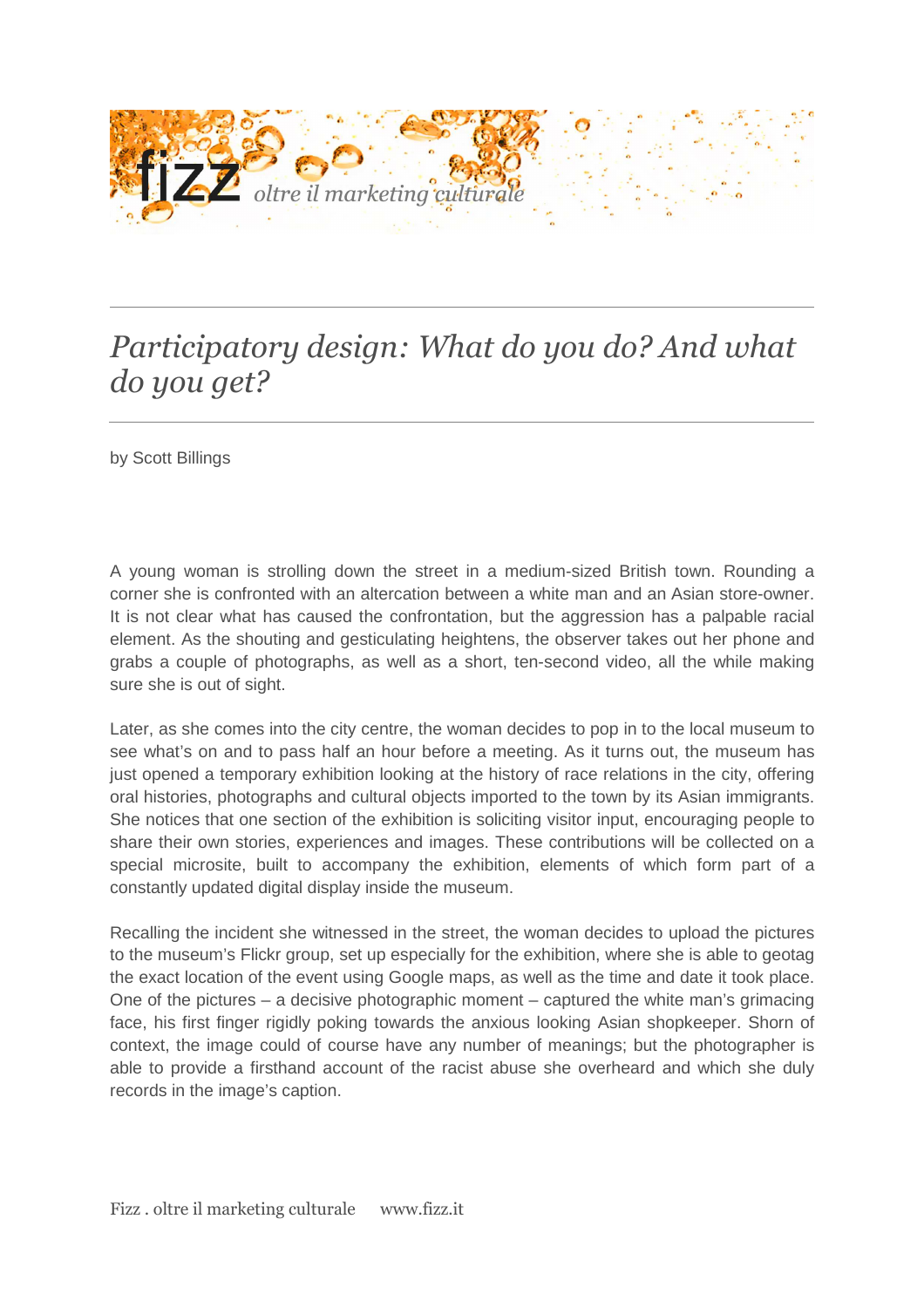# *Participatory design: What do you do? And what do you get?*

by Scott Billings

A young woman is strolling down the street in a medium-sized British town. Rounding a corner she is confronted with an altercation between a white man and an Asian store-owner. It is not clear what has caused the confrontation, but the aggression has a palpable racial element. As the shouting and gesticulating heightens, the observer takes out her phone and grabs a couple of photographs, as well as a short, ten-second video, all the while making sure she is out of sight.

Later, as she comes into the city centre, the woman decides to pop in to the local museum to see what's on and to pass half an hour before a meeting. As it turns out, the museum has just opened a temporary exhibition looking at the history of race relations in the city, offering oral histories, photographs and cultural objects imported to the town by its Asian immigrants. She notices that one section of the exhibition is soliciting visitor input, encouraging people to share their own stories, experiences and images. These contributions will be collected on a special microsite, built to accompany the exhibition, elements of which form part of a constantly updated digital display inside the museum.

Recalling the incident she witnessed in the street, the woman decides to upload the pictures to the museum's Flickr group, set up especially for the exhibition, where she is able to geotag the exact location of the event using Google maps, as well as the time and date it took place. One of the pictures – a decisive photographic moment – captured the white man's grimacing face, his first finger rigidly poking towards the anxious looking Asian shopkeeper. Shorn of context, the image could of course have any number of meanings; but the photographer is able to provide a firsthand account of the racist abuse she overheard and which she duly records in the image's caption.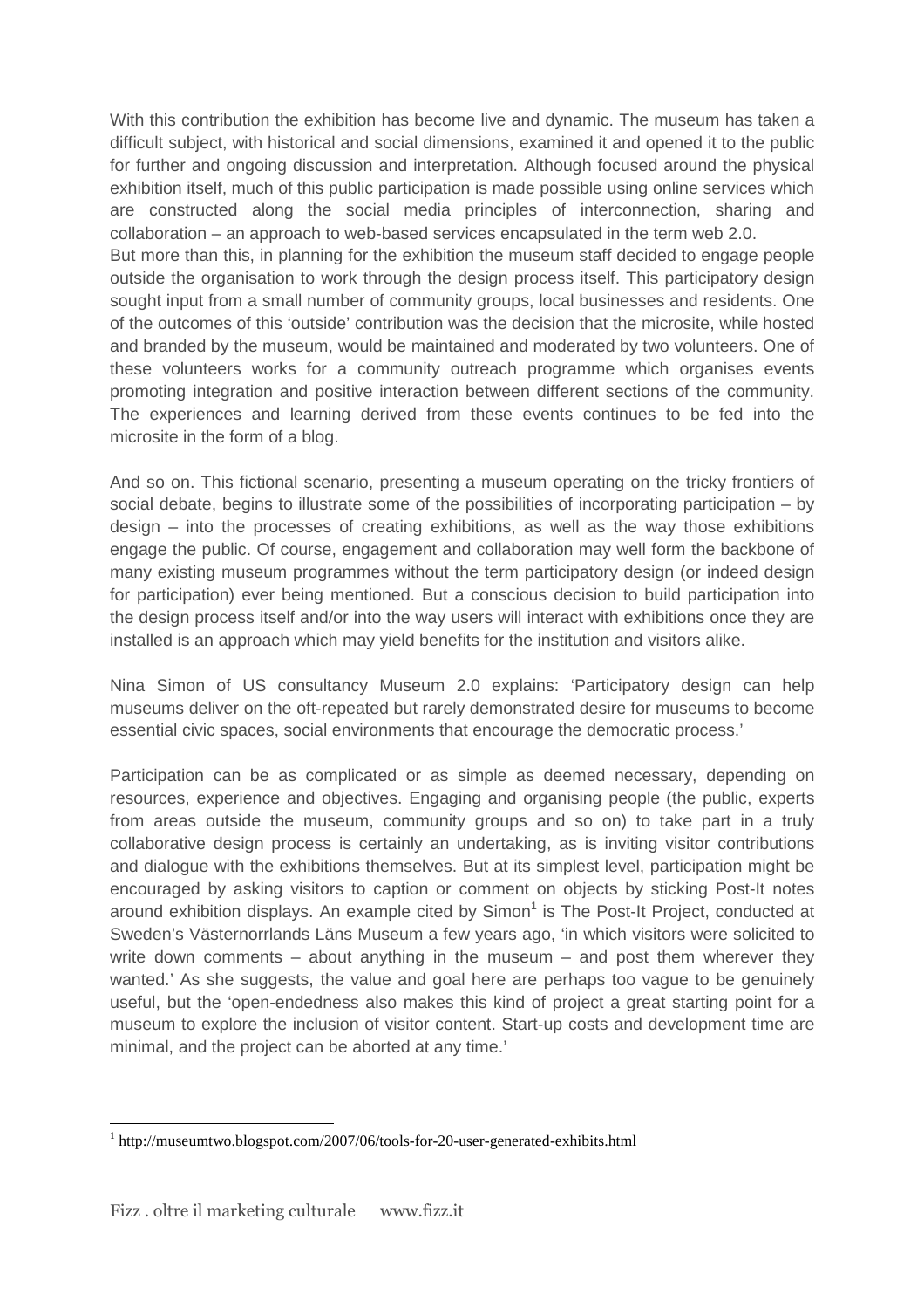With this contribution the exhibition has become live and dynamic. The museum has taken a difficult subject, with historical and social dimensions, examined it and opened it to the public for further and ongoing discussion and interpretation. Although focused around the physical exhibition itself, much of this public participation is made possible using online services which are constructed along the social media principles of interconnection, sharing and collaboration – an approach to web-based services encapsulated in the term web 2.0.

But more than this, in planning for the exhibition the museum staff decided to engage people outside the organisation to work through the design process itself. This participatory design sought input from a small number of community groups, local businesses and residents. One of the outcomes of this 'outside' contribution was the decision that the microsite, while hosted and branded by the museum, would be maintained and moderated by two volunteers. One of these volunteers works for a community outreach programme which organises events promoting integration and positive interaction between different sections of the community. The experiences and learning derived from these events continues to be fed into the microsite in the form of a blog.

And so on. This fictional scenario, presenting a museum operating on the tricky frontiers of social debate, begins to illustrate some of the possibilities of incorporating participation – by design – into the processes of creating exhibitions, as well as the way those exhibitions engage the public. Of course, engagement and collaboration may well form the backbone of many existing museum programmes without the term participatory design (or indeed design for participation) ever being mentioned. But a conscious decision to build participation into the design process itself and/or into the way users will interact with exhibitions once they are installed is an approach which may yield benefits for the institution and visitors alike.

Nina Simon of US consultancy Museum 2.0 explains: 'Participatory design can help museums deliver on the oft-repeated but rarely demonstrated desire for museums to become essential civic spaces, social environments that encourage the democratic process.'

Participation can be as complicated or as simple as deemed necessary, depending on resources, experience and objectives. Engaging and organising people (the public, experts from areas outside the museum, community groups and so on) to take part in a truly collaborative design process is certainly an undertaking, as is inviting visitor contributions and dialogue with the exhibitions themselves. But at its simplest level, participation might be encouraged by asking visitors to caption or comment on objects by sticking Post-It notes around exhibition displays. An example cited by Simon[1] is The Post-It Project, conducted at Sweden's Västernorrlands Läns Museum a few years ago, 'in which visitors were solicited to write down comments – about anything in the museum – and post them wherever they wanted.' As she suggests, the value and goal here are perhaps too vague to be genuinely useful, but the 'open-endedness also makes this kind of project a great starting point for a museum to explore the inclusion of visitor content. Start-up costs and development time are minimal, and the project can be aborted at any time.'

[1] http://museumtwo.blogspot.com/2007/06/tools-for-20-user-generated-exhibits.html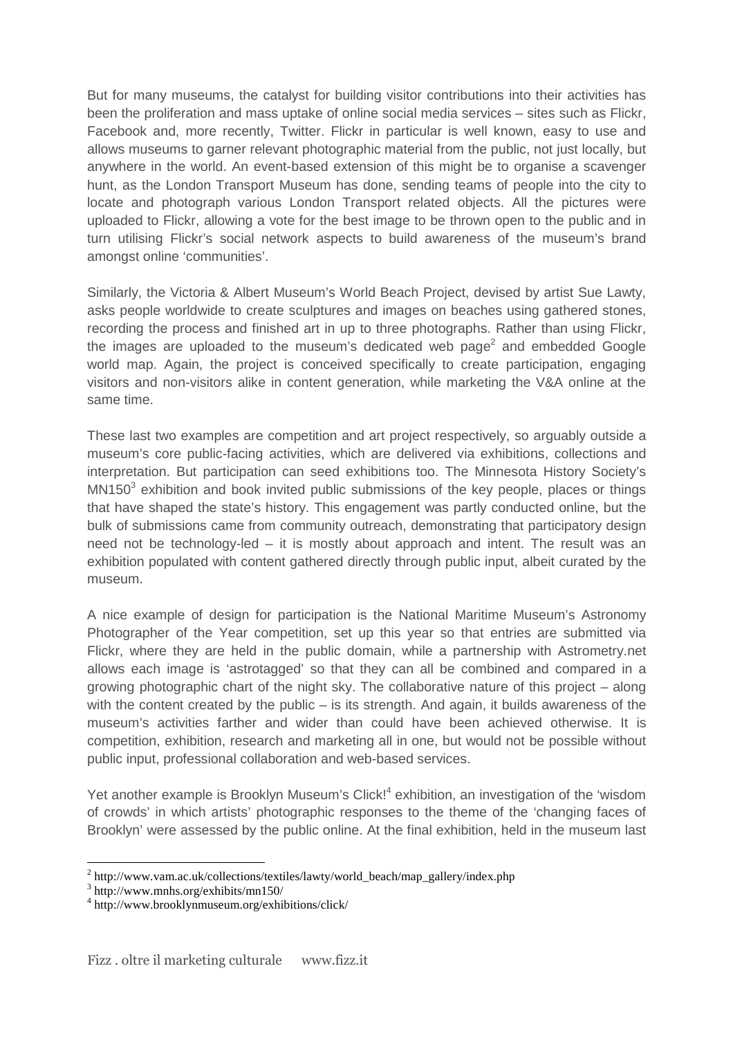But for many museums, the catalyst for building visitor contributions into their activities has been the proliferation and mass uptake of online social media services – sites such as Flickr, Facebook and, more recently, Twitter. Flickr in particular is well known, easy to use and allows museums to garner relevant photographic material from the public, not just locally, but anywhere in the world. An event-based extension of this might be to organise a scavenger hunt, as the London Transport Museum has done, sending teams of people into the city to locate and photograph various London Transport related objects. All the pictures were uploaded to Flickr, allowing a vote for the best image to be thrown open to the public and in turn utilising Flickr's social network aspects to build awareness of the museum's brand amongst online 'communities'.

Similarly, the Victoria & Albert Museum's World Beach Project, devised by artist Sue Lawty, asks people worldwide to create sculptures and images on beaches using gathered stones, recording the process and finished art in up to three photographs. Rather than using Flickr, the images are uploaded to the museum's dedicated web page[2] and embedded Google world map. Again, the project is conceived specifically to create participation, engaging visitors and non-visitors alike in content generation, while marketing the V&A online at the same time.

These last two examples are competition and art project respectively, so arguably outside a museum's core public-facing activities, which are delivered via exhibitions, collections and interpretation. But participation can seed exhibitions too. The Minnesota History Society's MN150[3] exhibition and book invited public submissions of the key people, places or things that have shaped the state's history. This engagement was partly conducted online, but the bulk of submissions came from community outreach, demonstrating that participatory design need not be technology-led – it is mostly about approach and intent. The result was an exhibition populated with content gathered directly through public input, albeit curated by the museum.

A nice example of design for participation is the National Maritime Museum's Astronomy Photographer of the Year competition, set up this year so that entries are submitted via Flickr, where they are held in the public domain, while a partnership with Astrometry.net allows each image is 'astrotagged' so that they can all be combined and compared in a growing photographic chart of the night sky. The collaborative nature of this project – along with the content created by the public – is its strength. And again, it builds awareness of the museum's activities farther and wider than could have been achieved otherwise. It is competition, exhibition, research and marketing all in one, but would not be possible without public input, professional collaboration and web-based services.

Yet another example is Brooklyn Museum's Click![4] exhibition, an investigation of the 'wisdom of crowds' in which artists' photographic responses to the theme of the 'changing faces of Brooklyn' were assessed by the public online. At the final exhibition, held in the museum last

---

[2] http://www.vam.ac.uk/collections/textiles/lawty/world_beach/map_gallery/index.php

[3] http://www.mnhs.org/exhibits/mn150/

[4] http://www.brooklynmuseum.org/exhibitions/click/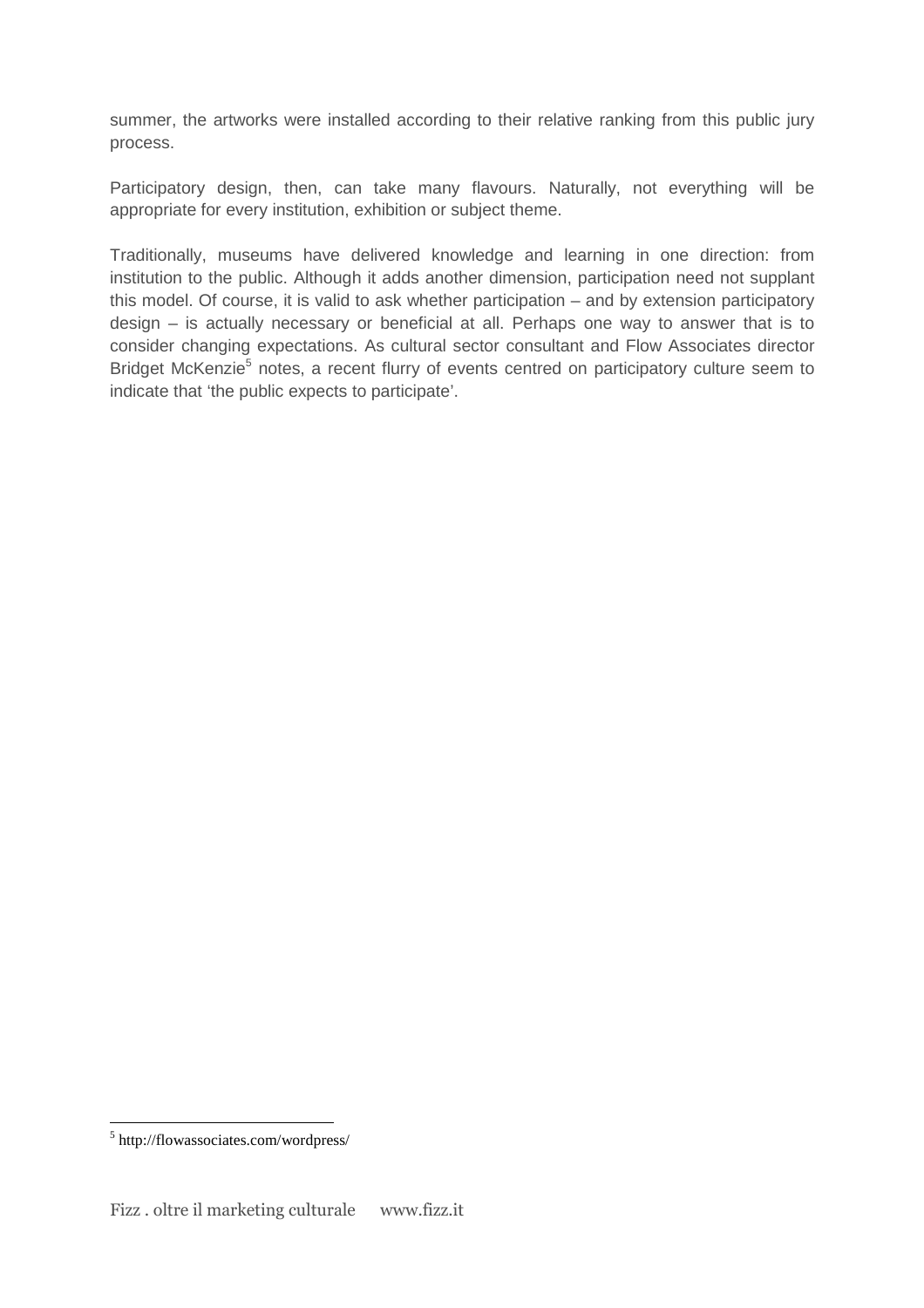summer, the artworks were installed according to their relative ranking from this public jury process.

Participatory design, then, can take many flavours. Naturally, not everything will be appropriate for every institution, exhibition or subject theme.

Traditionally, museums have delivered knowledge and learning in one direction: from institution to the public. Although it adds another dimension, participation need not supplant this model. Of course, it is valid to ask whether participation – and by extension participatory design – is actually necessary or beneficial at all. Perhaps one way to answer that is to consider changing expectations. As cultural sector consultant and Flow Associates director Bridget McKenzie[5] notes, a recent flurry of events centred on participatory culture seem to indicate that 'the public expects to participate'.

[5] http://flowassociates.com/wordpress/